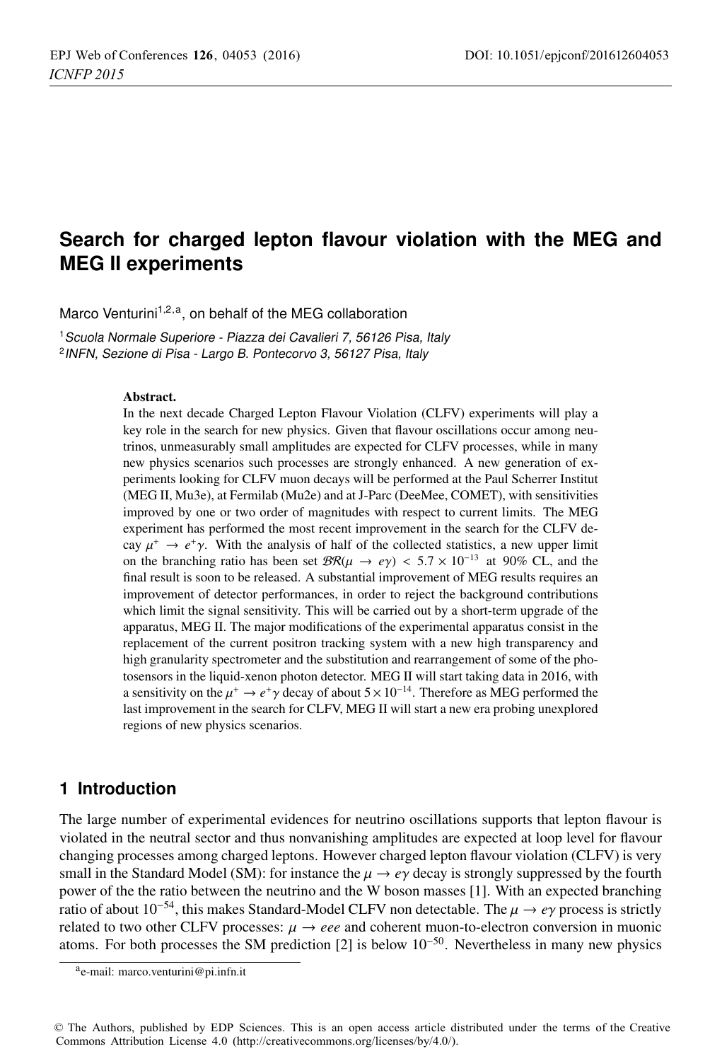# Search for charged lepton flavour violation with the MEG and MEG II experiments

Marco Venturini[1,2,a], on behalf of the MEG collaboration

[1] *Scuola Normale Superiore - Piazza dei Cavalieri 7, 56126 Pisa, Italy*
[2] *INFN, Sezione di Pisa - Largo B. Pontecorvo 3, 56127 Pisa, Italy*

**Abstract.**
In the next decade Charged Lepton Flavour Violation (CLFV) experiments will play a key role in the search for new physics. Given that flavour oscillations occur among neutrinos, unmeasurably small amplitudes are expected for CLFV processes, while in many new physics scenarios such processes are strongly enhanced. A new generation of experiments looking for CLFV muon decays will be performed at the Paul Scherrer Institut (MEG II, Mu3e), at Fermilab (Mu2e) and at J-Parc (DeeMee, COMET), with sensitivities improved by one or two order of magnitudes with respect to current limits. The MEG experiment has performed the most recent improvement in the search for the CLFV decay $\mu^+ \rightarrow e^+\gamma$. With the analysis of half of the collected statistics, a new upper limit on the branching ratio has been set $\mathcal{BR}(\mu \rightarrow e\gamma) < 5.7 \times 10^{-13}$ at 90% CL, and the final result is soon to be released. A substantial improvement of MEG results requires an improvement of detector performances, in order to reject the background contributions which limit the signal sensitivity. This will be carried out by a short-term upgrade of the apparatus, MEG II. The major modifications of the experimental apparatus consist in the replacement of the current positron tracking system with a new high transparency and high granularity spectrometer and the substitution and rearrangement of some of the photosensors in the liquid-xenon photon detector. MEG II will start taking data in 2016, with a sensitivity on the $\mu^+ \rightarrow e^+\gamma$ decay of about $5 \times 10^{-14}$. Therefore as MEG performed the last improvement in the search for CLFV, MEG II will start a new era probing unexplored regions of new physics scenarios.

## 1 Introduction

The large number of experimental evidences for neutrino oscillations supports that lepton flavour is violated in the neutral sector and thus nonvanishing amplitudes are expected at loop level for flavour changing processes among charged leptons. However charged lepton flavour violation (CLFV) is very small in the Standard Model (SM): for instance the $\mu \rightarrow e\gamma$ decay is strongly suppressed by the fourth power of the the ratio between the neutrino and the W boson masses [1]. With an expected branching ratio of about $10^{-54}$, this makes Standard-Model CLFV non detectable. The $\mu \rightarrow e\gamma$ process is strictly related to two other CLFV processes: $\mu \rightarrow eee$ and coherent muon-to-electron conversion in muonic atoms. For both processes the SM prediction [2] is below $10^{-50}$. Nevertheless in many new physics

[a] e-mail: marco.venturini@pi.infn.it

© The Authors, published by EDP Sciences. This is an open access article distributed under the terms of the Creative Commons Attribution License 4.0 (http://creativecommons.org/licenses/by/4.0/).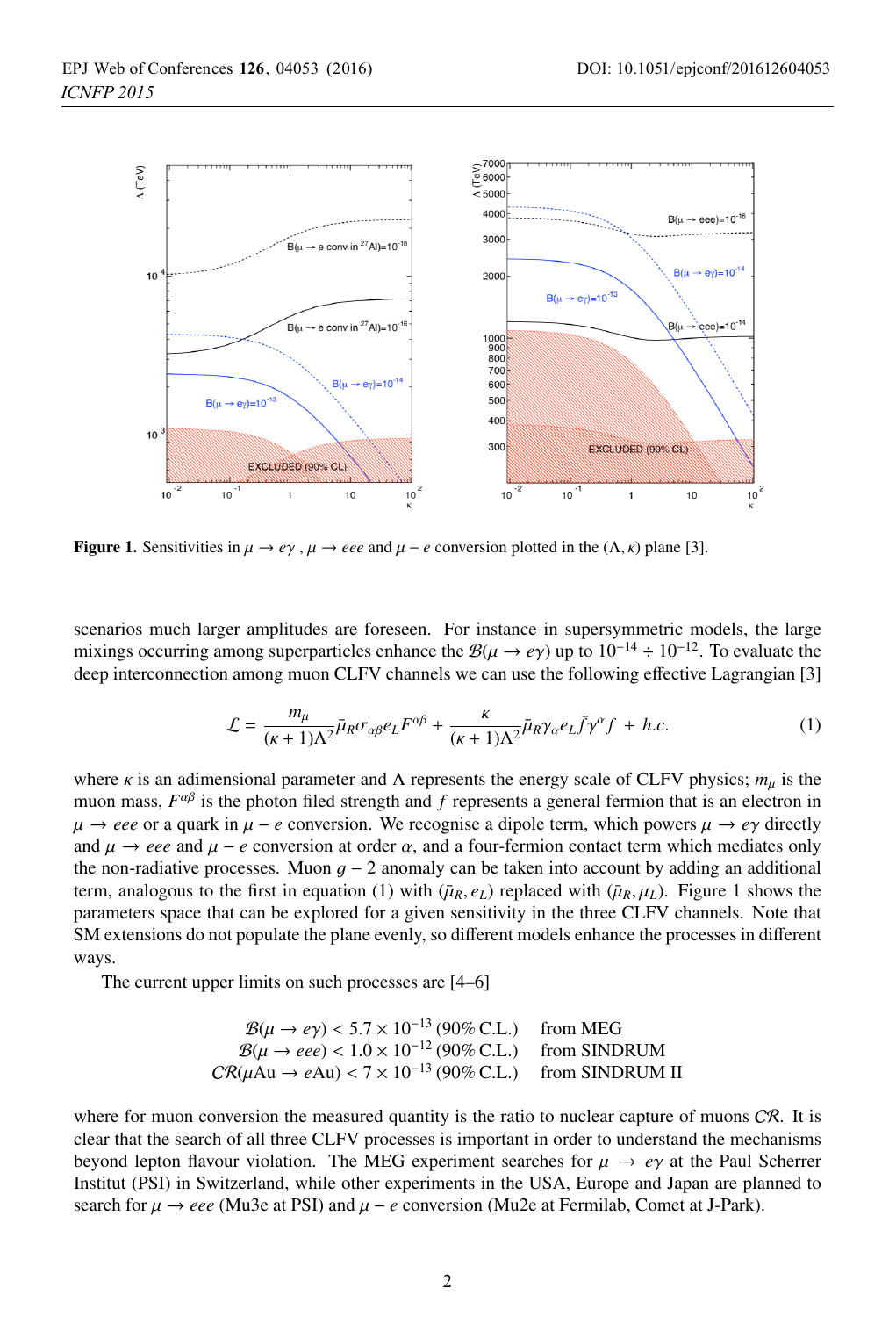**Figure 1.** Sensitivities in $\mu \to e\gamma$ , $\mu \to eee$ and $\mu - e$ conversion plotted in the $(\Lambda, \kappa)$ plane [3].

scenarios much larger amplitudes are foreseen. For instance in supersymmetric models, the large mixings occurring among superparticles enhance the $\mathcal{B}(\mu \to e\gamma)$ up to $10^{-14} \div 10^{-12}$. To evaluate the deep interconnection among muon CLFV channels we can use the following effective Lagrangian [3]

$$\mathcal{L} = \frac{m_\mu}{(\kappa+1)\Lambda^2}\bar{\mu}_R \sigma_{\alpha\beta} e_L F^{\alpha\beta} + \frac{\kappa}{(\kappa+1)\Lambda^2}\bar{\mu}_R \gamma_\alpha e_L \bar{f}\gamma^\alpha f \; + \; h.c. \tag{1}$$

where $\kappa$ is an adimensional parameter and $\Lambda$ represents the energy scale of CLFV physics; $m_\mu$ is the muon mass, $F^{\alpha\beta}$ is the photon filed strength and $f$ represents a general fermion that is an electron in $\mu \to eee$ or a quark in $\mu - e$ conversion. We recognise a dipole term, which powers $\mu \to e\gamma$ directly and $\mu \to eee$ and $\mu - e$ conversion at order $\alpha$, and a four-fermion contact term which mediates only the non-radiative processes. Muon $g-2$ anomaly can be taken into account by adding an additional term, analogous to the first in equation (1) with $(\bar{\mu}_R, e_L)$ replaced with $(\bar{\mu}_R, \mu_L)$. Figure 1 shows the parameters space that can be explored for a given sensitivity in the three CLFV channels. Note that SM extensions do not populate the plane evenly, so different models enhance the processes in different ways.

The current upper limits on such processes are [4–6]

$$\begin{array}{rl}
\mathcal{B}(\mu \to e\gamma) < 5.7 \times 10^{-13}\ (90\%\ \text{C.L.}) & \text{from MEG} \\
\mathcal{B}(\mu \to eee) < 1.0 \times 10^{-12}\ (90\%\ \text{C.L.}) & \text{from SINDRUM} \\
\mathcal{CR}(\mu\text{Au} \to e\text{Au}) < 7 \times 10^{-13}\ (90\%\ \text{C.L.}) & \text{from SINDRUM II}
\end{array}$$

where for muon conversion the measured quantity is the ratio to nuclear capture of muons $\mathcal{CR}$. It is clear that the search of all three CLFV processes is important in order to understand the mechanisms beyond lepton flavour violation. The MEG experiment searches for $\mu \to e\gamma$ at the Paul Scherrer Institut (PSI) in Switzerland, while other experiments in the USA, Europe and Japan are planned to search for $\mu \to eee$ (Mu3e at PSI) and $\mu - e$ conversion (Mu2e at Fermilab, Comet at J-Park).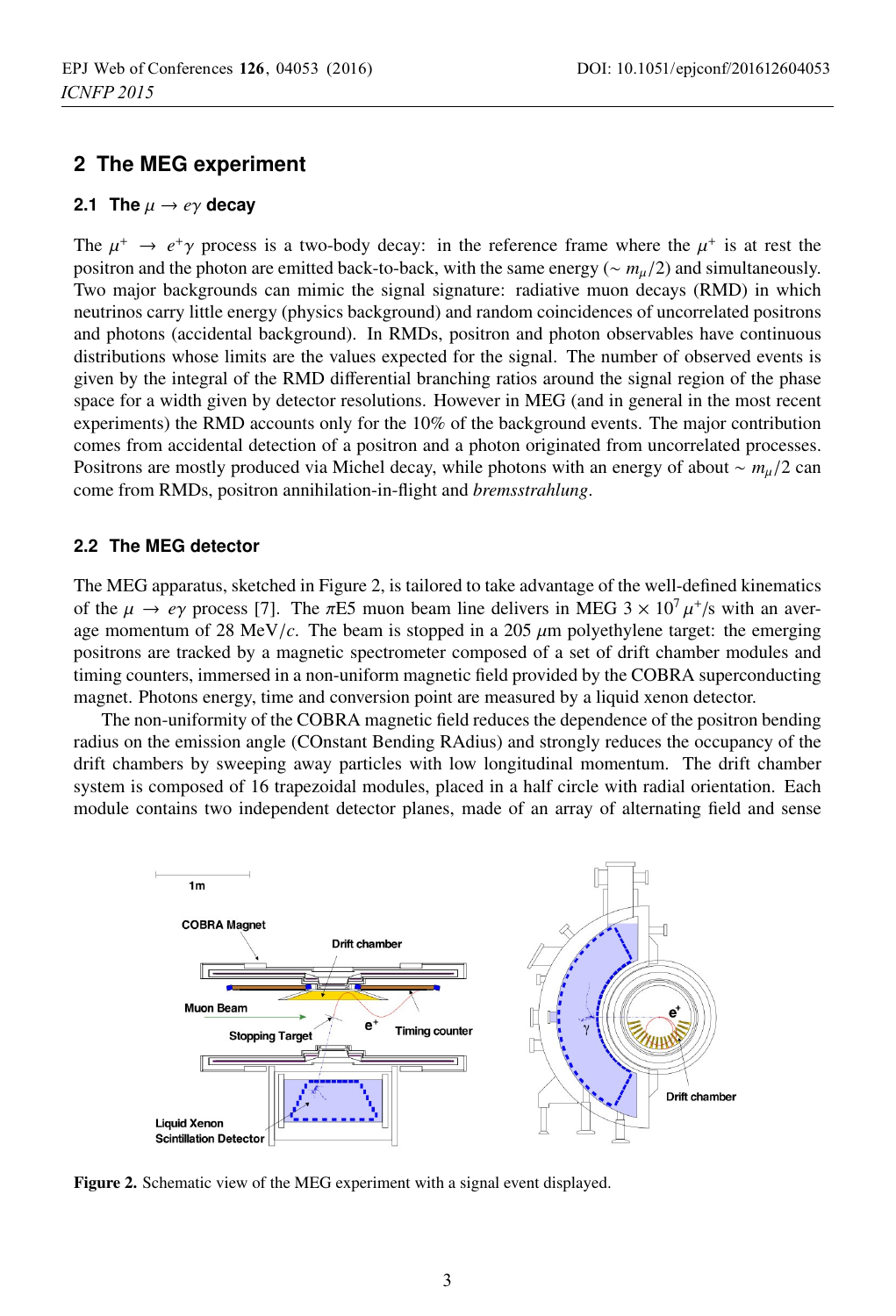## 2 The MEG experiment

### 2.1 The $\mu \to e\gamma$ decay

The $\mu^+ \to e^+\gamma$ process is a two-body decay: in the reference frame where the $\mu^+$ is at rest the positron and the photon are emitted back-to-back, with the same energy ($\sim m_\mu/2$) and simultaneously. Two major backgrounds can mimic the signal signature: radiative muon decays (RMD) in which neutrinos carry little energy (physics background) and random coincidences of uncorrelated positrons and photons (accidental background). In RMDs, positron and photon observables have continuous distributions whose limits are the values expected for the signal. The number of observed events is given by the integral of the RMD differential branching ratios around the signal region of the phase space for a width given by detector resolutions. However in MEG (and in general in the most recent experiments) the RMD accounts only for the 10% of the background events. The major contribution comes from accidental detection of a positron and a photon originated from uncorrelated processes. Positrons are mostly produced via Michel decay, while photons with an energy of about $\sim m_\mu/2$ can come from RMDs, positron annihilation-in-flight and *bremsstrahlung*.

### 2.2 The MEG detector

The MEG apparatus, sketched in Figure 2, is tailored to take advantage of the well-defined kinematics of the $\mu \to e\gamma$ process [7]. The $\pi$E5 muon beam line delivers in MEG $3 \times 10^7\, \mu^+$/s with an average momentum of 28 MeV/$c$. The beam is stopped in a 205 $\mu$m polyethylene target: the emerging positrons are tracked by a magnetic spectrometer composed of a set of drift chamber modules and timing counters, immersed in a non-uniform magnetic field provided by the COBRA superconducting magnet. Photons energy, time and conversion point are measured by a liquid xenon detector.

The non-uniformity of the COBRA magnetic field reduces the dependence of the positron bending radius on the emission angle (COnstant Bending RAdius) and strongly reduces the occupancy of the drift chambers by sweeping away particles with low longitudinal momentum. The drift chamber system is composed of 16 trapezoidal modules, placed in a half circle with radial orientation. Each module contains two independent detector planes, made of an array of alternating field and sense

**Figure 2.** Schematic view of the MEG experiment with a signal event displayed.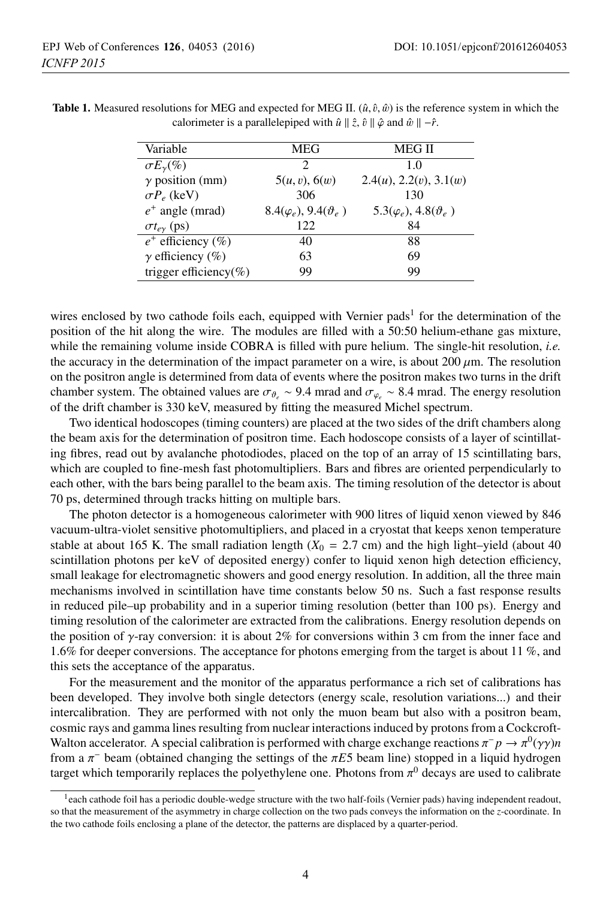**Table 1.** Measured resolutions for MEG and expected for MEG II. $(\hat{u}, \hat{v}, \hat{w})$ is the reference system in which the calorimeter is a parallelepiped with $\hat{u} \parallel \hat{z}$, $\hat{v} \parallel \hat{\varphi}$ and $\hat{w} \parallel -\hat{r}$.

| Variable | MEG | MEG II |
|---|---|---|
| $\sigma E_\gamma(\%)$ | 2 | 1.0 |
| $\gamma$ position (mm) | $5(u, v)$, $6(w)$ | $2.4(u)$, $2.2(v)$, $3.1(w)$ |
| $\sigma P_e$ (keV) | 306 | 130 |
| $e^+$ angle (mrad) | $8.4(\varphi_e)$, $9.4(\vartheta_e)$ | $5.3(\varphi_e)$, $4.8(\vartheta_e)$ |
| $\sigma t_{e\gamma}$ (ps) | 122 | 84 |
| $e^+$ efficiency (%) | 40 | 88 |
| $\gamma$ efficiency (%) | 63 | 69 |
| trigger efficiency(%) | 99 | 99 |

wires enclosed by two cathode foils each, equipped with Vernier pads[1] for the determination of the position of the hit along the wire. The modules are filled with a 50:50 helium-ethane gas mixture, while the remaining volume inside COBRA is filled with pure helium. The single-hit resolution, *i.e.* the accuracy in the determination of the impact parameter on a wire, is about 200 $\mu$m. The resolution on the positron angle is determined from data of events where the positron makes two turns in the drift chamber system. The obtained values are $\sigma_{\vartheta_e} \sim 9.4$ mrad and $\sigma_{\varphi_e} \sim 8.4$ mrad. The energy resolution of the drift chamber is 330 keV, measured by fitting the measured Michel spectrum.

Two identical hodoscopes (timing counters) are placed at the two sides of the drift chambers along the beam axis for the determination of positron time. Each hodoscope consists of a layer of scintillating fibres, read out by avalanche photodiodes, placed on the top of an array of 15 scintillating bars, which are coupled to fine-mesh fast photomultipliers. Bars and fibres are oriented perpendicularly to each other, with the bars being parallel to the beam axis. The timing resolution of the detector is about 70 ps, determined through tracks hitting on multiple bars.

The photon detector is a homogeneous calorimeter with 900 litres of liquid xenon viewed by 846 vacuum-ultra-violet sensitive photomultipliers, and placed in a cryostat that keeps xenon temperature stable at about 165 K. The small radiation length ($X_0 = 2.7$ cm) and the high light–yield (about 40 scintillation photons per keV of deposited energy) confer to liquid xenon high detection efficiency, small leakage for electromagnetic showers and good energy resolution. In addition, all the three main mechanisms involved in scintillation have time constants below 50 ns. Such a fast response results in reduced pile–up probability and in a superior timing resolution (better than 100 ps). Energy and timing resolution of the calorimeter are extracted from the calibrations. Energy resolution depends on the position of $\gamma$-ray conversion: it is about 2% for conversions within 3 cm from the inner face and 1.6% for deeper conversions. The acceptance for photons emerging from the target is about 11 %, and this sets the acceptance of the apparatus.

For the measurement and the monitor of the apparatus performance a rich set of calibrations has been developed. They involve both single detectors (energy scale, resolution variations...) and their intercalibration. They are performed with not only the muon beam but also with a positron beam, cosmic rays and gamma lines resulting from nuclear interactions induced by protons from a Cockcroft-Walton accelerator. A special calibration is performed with charge exchange reactions $\pi^- p \to \pi^0(\gamma\gamma)n$ from a $\pi^-$ beam (obtained changing the settings of the $\pi E5$ beam line) stopped in a liquid hydrogen target which temporarily replaces the polyethylene one. Photons from $\pi^0$ decays are used to calibrate

[1] each cathode foil has a periodic double-wedge structure with the two half-foils (Vernier pads) having independent readout, so that the measurement of the asymmetry in charge collection on the two pads conveys the information on the $z$-coordinate. In the two cathode foils enclosing a plane of the detector, the patterns are displaced by a quarter-period.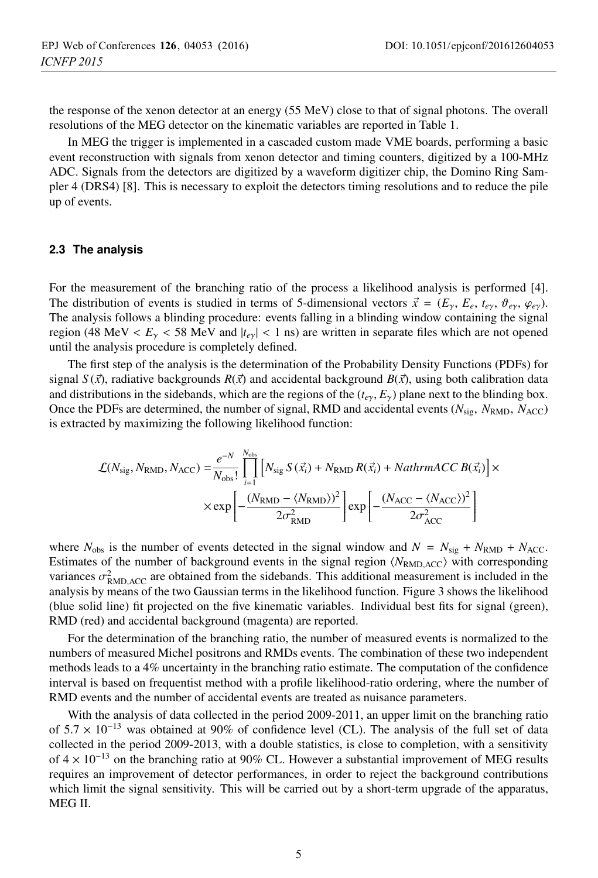the response of the xenon detector at an energy (55 MeV) close to that of signal photons. The overall resolutions of the MEG detector on the kinematic variables are reported in Table 1.

In MEG the trigger is implemented in a cascaded custom made VME boards, performing a basic event reconstruction with signals from xenon detector and timing counters, digitized by a 100-MHz ADC. Signals from the detectors are digitized by a waveform digitizer chip, the Domino Ring Sampler 4 (DRS4) [8]. This is necessary to exploit the detectors timing resolutions and to reduce the pile up of events.

### 2.3 The analysis

For the measurement of the branching ratio of the process a likelihood analysis is performed [4]. The distribution of events is studied in terms of 5-dimensional vectors $\vec{x} = (E_\gamma, E_e, t_{e\gamma}, \vartheta_{e\gamma}, \varphi_{e\gamma})$. The analysis follows a blinding procedure: events falling in a blinding window containing the signal region (48 MeV $< E_\gamma <$ 58 MeV and $|t_{e\gamma}| < 1$ ns) are written in separate files which are not opened until the analysis procedure is completely defined.

The first step of the analysis is the determination of the Probability Density Functions (PDFs) for signal $S(\vec{x})$, radiative backgrounds $R(\vec{x})$ and accidental background $B(\vec{x})$, using both calibration data and distributions in the sidebands, which are the regions of the $(t_{e\gamma}, E_\gamma)$ plane next to the blinding box. Once the PDFs are determined, the number of signal, RMD and accidental events ($N_{\rm sig}$, $N_{\rm RMD}$, $N_{\rm ACC}$) is extracted by maximizing the following likelihood function:

$$\mathcal{L}(N_{\rm sig}, N_{\rm RMD}, N_{\rm ACC}) = \frac{e^{-N}}{N_{\rm obs}!} \prod_{i=1}^{N_{\rm obs}} \left[ N_{\rm sig}\, S(\vec{x}_i) + N_{\rm RMD}\, R(\vec{x}_i) + NathrmACC\, B(\vec{x}_i) \right] \times \\ \times \exp\left[ -\frac{(N_{\rm RMD} - \langle N_{\rm RMD} \rangle)^2}{2\sigma^2_{\rm RMD}} \right] \exp\left[ -\frac{(N_{\rm ACC} - \langle N_{\rm ACC} \rangle)^2}{2\sigma^2_{\rm ACC}} \right]$$

where $N_{\rm obs}$ is the number of events detected in the signal window and $N = N_{\rm sig} + N_{\rm RMD} + N_{\rm ACC}$. Estimates of the number of background events in the signal region $\langle N_{\rm RMD,ACC} \rangle$ with corresponding variances $\sigma^2_{\rm RMD,ACC}$ are obtained from the sidebands. This additional measurement is included in the analysis by means of the two Gaussian terms in the likelihood function. Figure 3 shows the likelihood (blue solid line) fit projected on the five kinematic variables. Individual best fits for signal (green), RMD (red) and accidental background (magenta) are reported.

For the determination of the branching ratio, the number of measured events is normalized to the numbers of measured Michel positrons and RMDs events. The combination of these two independent methods leads to a 4% uncertainty in the branching ratio estimate. The computation of the confidence interval is based on frequentist method with a profile likelihood-ratio ordering, where the number of RMD events and the number of accidental events are treated as nuisance parameters.

With the analysis of data collected in the period 2009-2011, an upper limit on the branching ratio of $5.7 \times 10^{-13}$ was obtained at 90% of confidence level (CL). The analysis of the full set of data collected in the period 2009-2013, with a double statistics, is close to completion, with a sensitivity of $4 \times 10^{-13}$ on the branching ratio at 90% CL. However a substantial improvement of MEG results requires an improvement of detector performances, in order to reject the background contributions which limit the signal sensitivity. This will be carried out by a short-term upgrade of the apparatus, MEG II.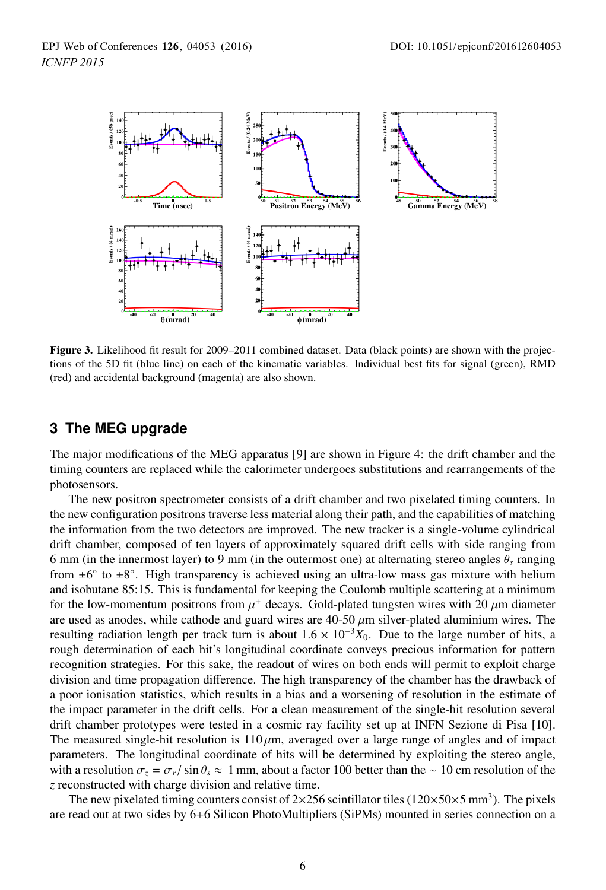**Figure 3.** Likelihood fit result for 2009–2011 combined dataset. Data (black points) are shown with the projections of the 5D fit (blue line) on each of the kinematic variables. Individual best fits for signal (green), RMD (red) and accidental background (magenta) are also shown.

## 3 The MEG upgrade

The major modifications of the MEG apparatus [9] are shown in Figure 4: the drift chamber and the timing counters are replaced while the calorimeter undergoes substitutions and rearrangements of the photosensors.

The new positron spectrometer consists of a drift chamber and two pixelated timing counters. In the new configuration positrons traverse less material along their path, and the capabilities of matching the information from the two detectors are improved. The new tracker is a single-volume cylindrical drift chamber, composed of ten layers of approximately squared drift cells with side ranging from 6 mm (in the innermost layer) to 9 mm (in the outermost one) at alternating stereo angles $\theta_s$ ranging from $\pm 6^{\circ}$ to $\pm 8^{\circ}$. High transparency is achieved using an ultra-low mass gas mixture with helium and isobutane 85:15. This is fundamental for keeping the Coulomb multiple scattering at a minimum for the low-momentum positrons from $\mu^{+}$ decays. Gold-plated tungsten wires with 20 $\mu$m diameter are used as anodes, while cathode and guard wires are 40-50 $\mu$m silver-plated aluminium wires. The resulting radiation length per track turn is about $1.6 \times 10^{-3} X_0$. Due to the large number of hits, a rough determination of each hit's longitudinal coordinate conveys precious information for pattern recognition strategies. For this sake, the readout of wires on both ends will permit to exploit charge division and time propagation difference. The high transparency of the chamber has the drawback of a poor ionisation statistics, which results in a bias and a worsening of resolution in the estimate of the impact parameter in the drift cells. For a clean measurement of the single-hit resolution several drift chamber prototypes were tested in a cosmic ray facility set up at INFN Sezione di Pisa [10]. The measured single-hit resolution is 110 $\mu$m, averaged over a large range of angles and of impact parameters. The longitudinal coordinate of hits will be determined by exploiting the stereo angle, with a resolution $\sigma_z = \sigma_r / \sin \theta_s \approx$ 1 mm, about a factor 100 better than the $\sim$ 10 cm resolution of the $z$ reconstructed with charge division and relative time.

The new pixelated timing counters consist of $2 \times 256$ scintillator tiles ($120 \times 50 \times 5$ mm$^3$). The pixels are read out at two sides by 6+6 Silicon PhotoMultipliers (SiPMs) mounted in series connection on a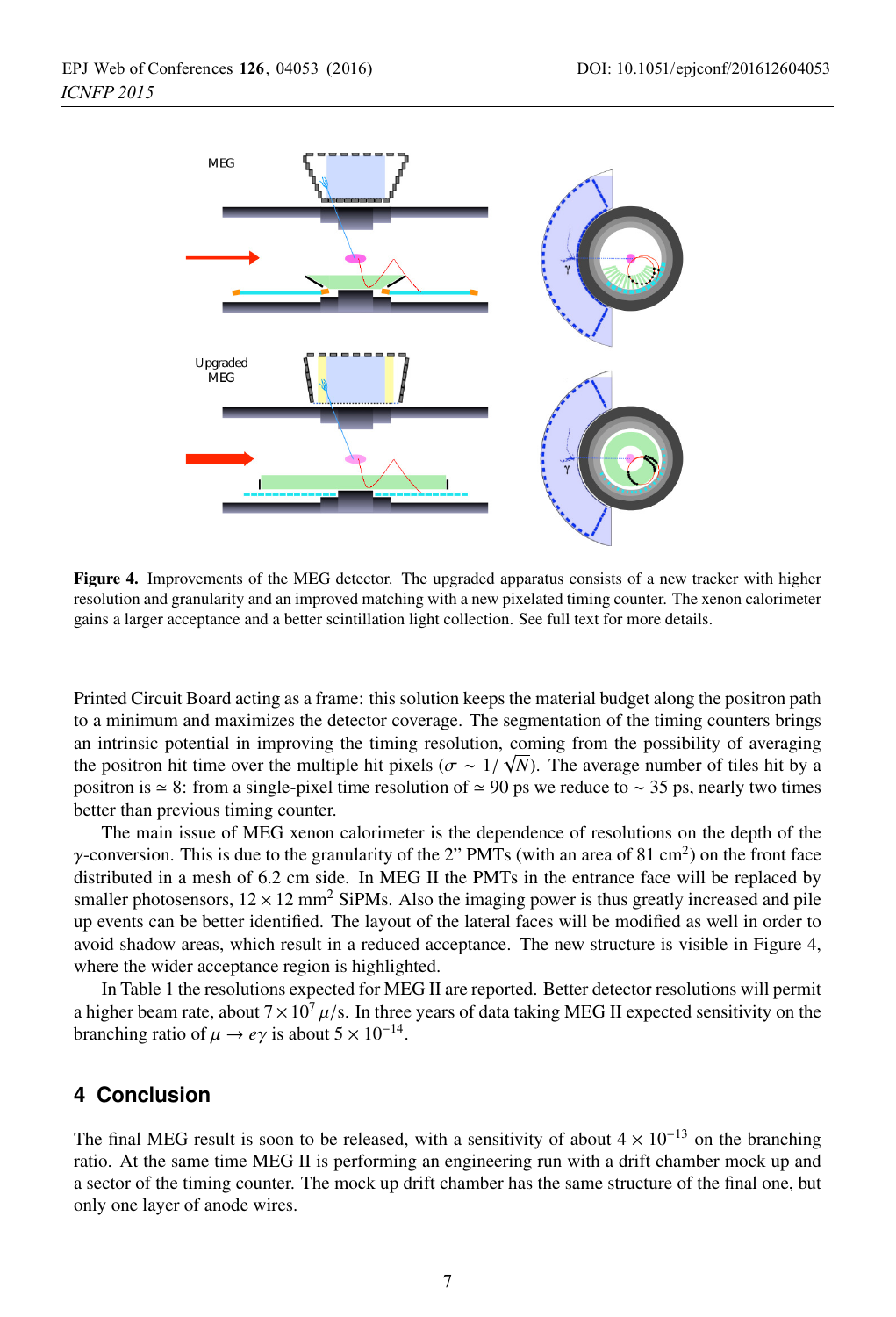Figure 4. Improvements of the MEG detector. The upgraded apparatus consists of a new tracker with higher resolution and granularity and an improved matching with a new pixelated timing counter. The xenon calorimeter gains a larger acceptance and a better scintillation light collection. See full text for more details.

Printed Circuit Board acting as a frame: this solution keeps the material budget along the positron path to a minimum and maximizes the detector coverage. The segmentation of the timing counters brings an intrinsic potential in improving the timing resolution, coming from the possibility of averaging the positron hit time over the multiple hit pixels ($\sigma \sim 1/\sqrt{N}$). The average number of tiles hit by a positron is $\simeq 8$: from a single-pixel time resolution of $\simeq 90$ ps we reduce to $\sim 35$ ps, nearly two times better than previous timing counter.

The main issue of MEG xenon calorimeter is the dependence of resolutions on the depth of the $\gamma$-conversion. This is due to the granularity of the 2" PMTs (with an area of 81 cm$^2$) on the front face distributed in a mesh of 6.2 cm side. In MEG II the PMTs in the entrance face will be replaced by smaller photosensors, $12 \times 12$ mm$^2$ SiPMs. Also the imaging power is thus greatly increased and pile up events can be better identified. The layout of the lateral faces will be modified as well in order to avoid shadow areas, which result in a reduced acceptance. The new structure is visible in Figure 4, where the wider acceptance region is highlighted.

In Table 1 the resolutions expected for MEG II are reported. Better detector resolutions will permit a higher beam rate, about $7 \times 10^7\ \mu$/s. In three years of data taking MEG II expected sensitivity on the branching ratio of $\mu \rightarrow e\gamma$ is about $5 \times 10^{-14}$.

## 4 Conclusion

The final MEG result is soon to be released, with a sensitivity of about $4 \times 10^{-13}$ on the branching ratio. At the same time MEG II is performing an engineering run with a drift chamber mock up and a sector of the timing counter. The mock up drift chamber has the same structure of the final one, but only one layer of anode wires.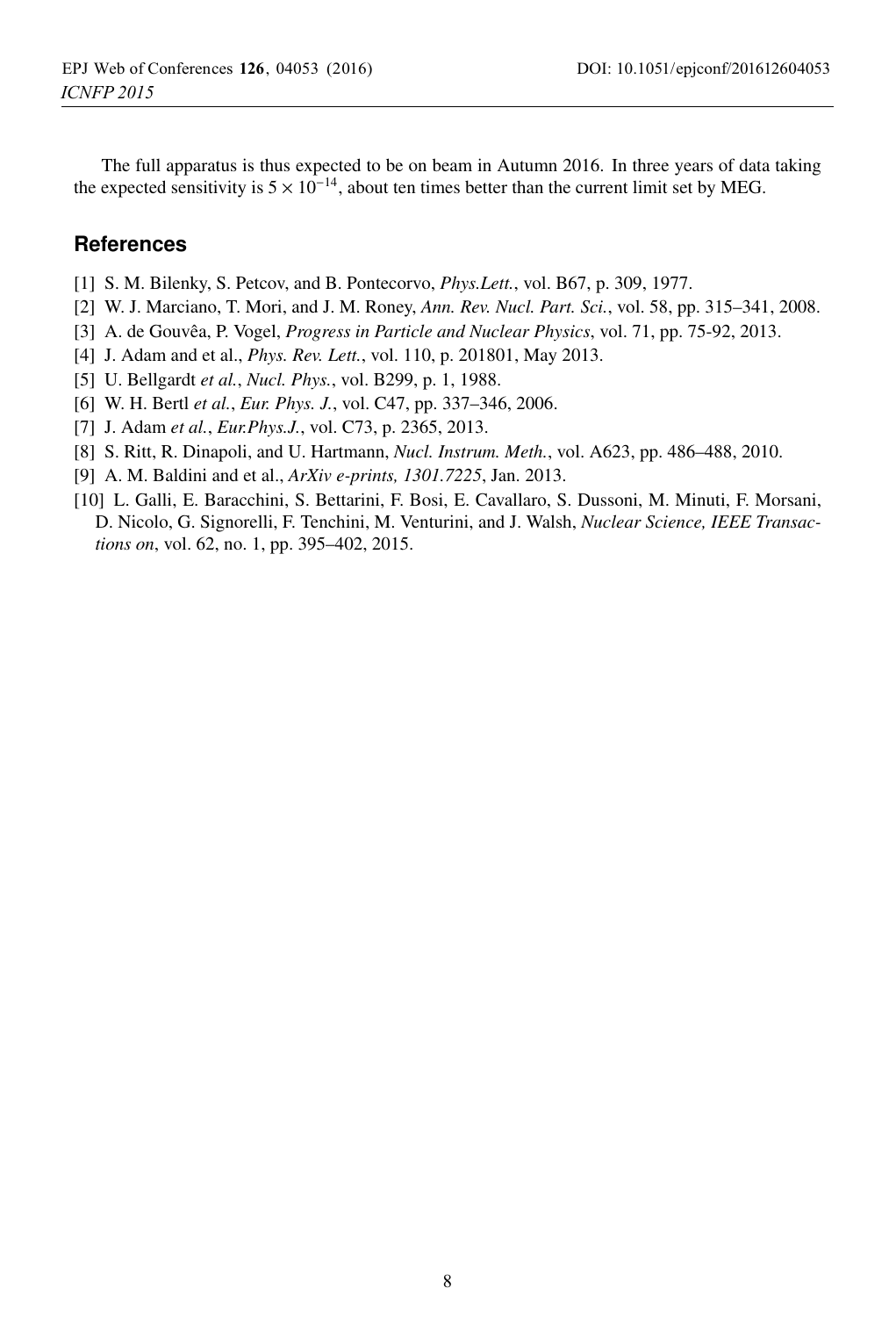The full apparatus is thus expected to be on beam in Autumn 2016. In three years of data taking the expected sensitivity is $5 \times 10^{-14}$, about ten times better than the current limit set by MEG.

## References

[1] S. M. Bilenky, S. Petcov, and B. Pontecorvo, *Phys.Lett.*, vol. B67, p. 309, 1977.

[2] W. J. Marciano, T. Mori, and J. M. Roney, *Ann. Rev. Nucl. Part. Sci.*, vol. 58, pp. 315–341, 2008.

[3] A. de Gouvêa, P. Vogel, *Progress in Particle and Nuclear Physics*, vol. 71, pp. 75-92, 2013.

[4] J. Adam and et al., *Phys. Rev. Lett.*, vol. 110, p. 201801, May 2013.

[5] U. Bellgardt *et al.*, *Nucl. Phys.*, vol. B299, p. 1, 1988.

[6] W. H. Bertl *et al.*, *Eur. Phys. J.*, vol. C47, pp. 337–346, 2006.

[7] J. Adam *et al.*, *Eur.Phys.J.*, vol. C73, p. 2365, 2013.

[8] S. Ritt, R. Dinapoli, and U. Hartmann, *Nucl. Instrum. Meth.*, vol. A623, pp. 486–488, 2010.

[9] A. M. Baldini and et al., *ArXiv e-prints, 1301.7225*, Jan. 2013.

[10] L. Galli, E. Baracchini, S. Bettarini, F. Bosi, E. Cavallaro, S. Dussoni, M. Minuti, F. Morsani, D. Nicolo, G. Signorelli, F. Tenchini, M. Venturini, and J. Walsh, *Nuclear Science, IEEE Transactions on*, vol. 62, no. 1, pp. 395–402, 2015.